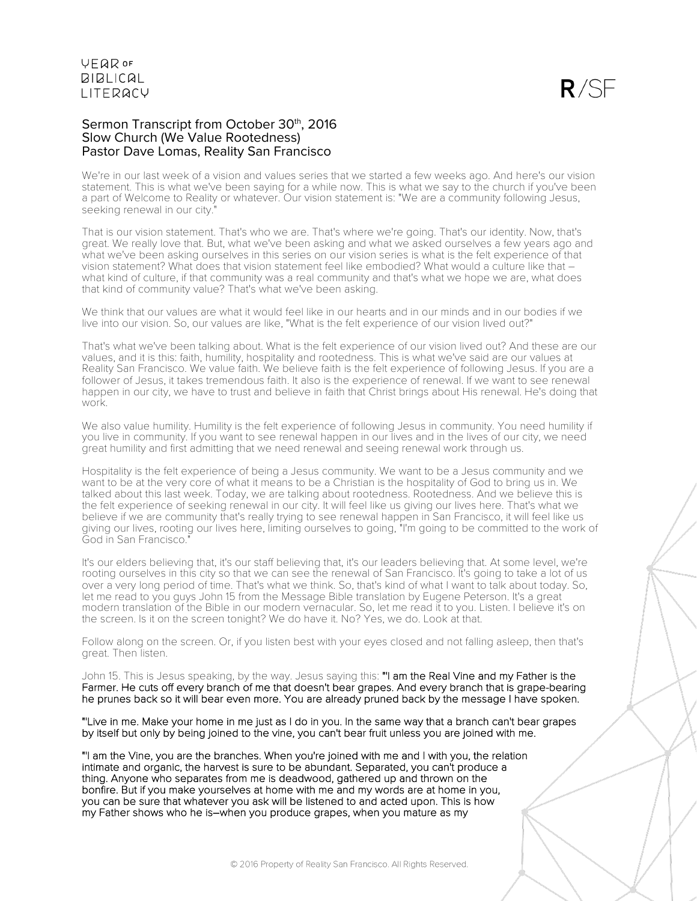# Sermon Transcript from October 30th, 2016
## Slow Church (We Value Rootedness)
## Pastor Dave Lomas, Reality San Francisco

We're in our last week of a vision and values series that we started a few weeks ago. And here's our vision statement. This is what we've been saying for a while now. This is what we say to the church if you've been a part of Welcome to Reality or whatever. Our vision statement is: "We are a community following Jesus, seeking renewal in our city."

That is our vision statement. That's who we are. That's where we're going. That's our identity. Now, that's great. We really love that. But, what we've been asking and what we asked ourselves a few years ago and what we've been asking ourselves in this series on our vision series is what is the felt experience of that vision statement? What does that vision statement feel like embodied? What would a culture like that – what kind of culture, if that community was a real community and that's what we hope we are, what does that kind of community value? That's what we've been asking.

We think that our values are what it would feel like in our hearts and in our minds and in our bodies if we live into our vision. So, our values are like, "What is the felt experience of our vision lived out?"

That's what we've been talking about. What is the felt experience of our vision lived out? And these are our values, and it is this: faith, humility, hospitality and rootedness. This is what we've said are our values at Reality San Francisco. We value faith. We believe faith is the felt experience of following Jesus. If you are a follower of Jesus, it takes tremendous faith. It also is the experience of renewal. If we want to see renewal happen in our city, we have to trust and believe in faith that Christ brings about His renewal. He's doing that work.

We also value humility. Humility is the felt experience of following Jesus in community. You need humility if you live in community. If you want to see renewal happen in our lives and in the lives of our city, we need great humility and first admitting that we need renewal and seeing renewal work through us.

Hospitality is the felt experience of being a Jesus community. We want to be a Jesus community and we want to be at the very core of what it means to be a Christian is the hospitality of God to bring us in. We talked about this last week. Today, we are talking about rootedness. Rootedness. And we believe this is the felt experience of seeking renewal in our city. It will feel like us giving our lives here. That's what we believe if we are community that's really trying to see renewal happen in San Francisco, it will feel like us giving our lives, rooting our lives here, limiting ourselves to going, "I'm going to be committed to the work of God in San Francisco."

It's our elders believing that, it's our staff believing that, it's our leaders believing that. At some level, we're rooting ourselves in this city so that we can see the renewal of San Francisco. It's going to take a lot of us over a very long period of time. That's what we think. So, that's kind of what I want to talk about today. So, let me read to you guys John 15 from the Message Bible translation by Eugene Peterson. It's a great modern translation of the Bible in our modern vernacular. So, let me read it to you. Listen. I believe it's on the screen. Is it on the screen tonight? We do have it. No? Yes, we do. Look at that.

Follow along on the screen. Or, if you listen best with your eyes closed and not falling asleep, then that's great. Then listen.

John 15. This is Jesus speaking, by the way. Jesus saying this: "'I am the Real Vine and my Father is the Farmer. He cuts off every branch of me that doesn't bear grapes. And every branch that is grape-bearing he prunes back so it will bear even more. You are already pruned back by the message I have spoken.

"'Live in me. Make your home in me just as I do in you. In the same way that a branch can't bear grapes by itself but only by being joined to the vine, you can't bear fruit unless you are joined with me.

"'I am the Vine, you are the branches. When you're joined with me and I with you, the relation intimate and organic, the harvest is sure to be abundant. Separated, you can't produce a thing. Anyone who separates from me is deadwood, gathered up and thrown on the bonfire. But if you make yourselves at home with me and my words are at home in you, you can be sure that whatever you ask will be listened to and acted upon. This is how my Father shows who he is–when you produce grapes, when you mature as my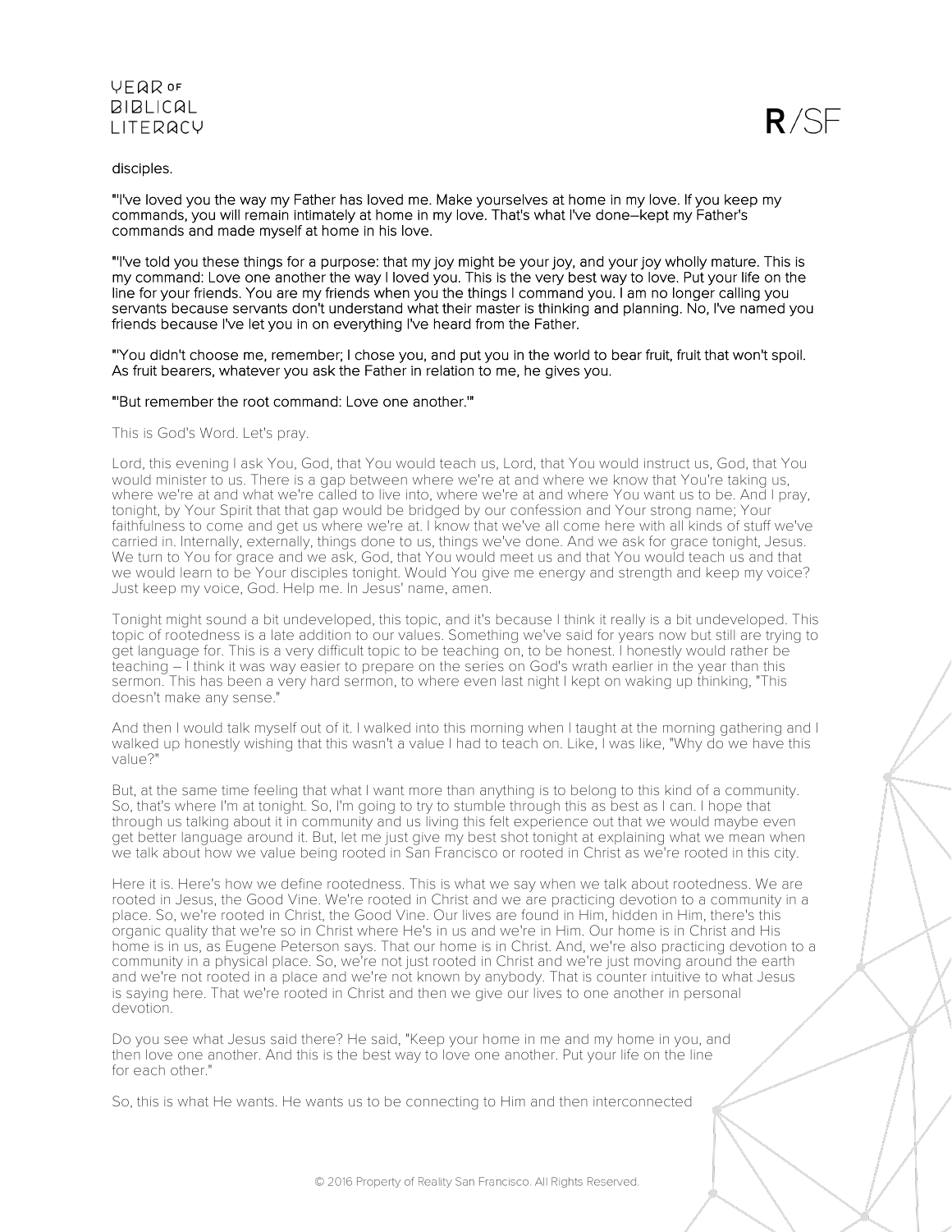disciples.

"'I've loved you the way my Father has loved me. Make yourselves at home in my love. If you keep my commands, you will remain intimately at home in my love. That's what I've done–kept my Father's commands and made myself at home in his love.

"'I've told you these things for a purpose: that my joy might be your joy, and your joy wholly mature. This is my command: Love one another the way I loved you. This is the very best way to love. Put your life on the line for your friends. You are my friends when you the things I command you. I am no longer calling you servants because servants don't understand what their master is thinking and planning. No, I've named you friends because I've let you in on everything I've heard from the Father.

"'You didn't choose me, remember; I chose you, and put you in the world to bear fruit, fruit that won't spoil. As fruit bearers, whatever you ask the Father in relation to me, he gives you.

"'But remember the root command: Love one another.'"

This is God's Word. Let's pray.

Lord, this evening I ask You, God, that You would teach us, Lord, that You would instruct us, God, that You would minister to us. There is a gap between where we're at and where we know that You're taking us, where we're at and what we're called to live into, where we're at and where You want us to be. And I pray, tonight, by Your Spirit that that gap would be bridged by our confession and Your strong name; Your faithfulness to come and get us where we're at. I know that we've all come here with all kinds of stuff we've carried in. Internally, externally, things done to us, things we've done. And we ask for grace tonight, Jesus. We turn to You for grace and we ask, God, that You would meet us and that You would teach us and that we would learn to be Your disciples tonight. Would You give me energy and strength and keep my voice? Just keep my voice, God. Help me. In Jesus' name, amen.

Tonight might sound a bit undeveloped, this topic, and it's because I think it really is a bit undeveloped. This topic of rootedness is a late addition to our values. Something we've said for years now but still are trying to get language for. This is a very difficult topic to be teaching on, to be honest. I honestly would rather be teaching – I think it was way easier to prepare on the series on God's wrath earlier in the year than this sermon. This has been a very hard sermon, to where even last night I kept on waking up thinking, "This doesn't make any sense."

And then I would talk myself out of it. I walked into this morning when I taught at the morning gathering and I walked up honestly wishing that this wasn't a value I had to teach on. Like, I was like, "Why do we have this value?"

But, at the same time feeling that what I want more than anything is to belong to this kind of a community. So, that's where I'm at tonight. So, I'm going to try to stumble through this as best as I can. I hope that through us talking about it in community and us living this felt experience out that we would maybe even get better language around it. But, let me just give my best shot tonight at explaining what we mean when we talk about how we value being rooted in San Francisco or rooted in Christ as we're rooted in this city.

Here it is. Here's how we define rootedness. This is what we say when we talk about rootedness. We are rooted in Jesus, the Good Vine. We're rooted in Christ and we are practicing devotion to a community in a place. So, we're rooted in Christ, the Good Vine. Our lives are found in Him, hidden in Him, there's this organic quality that we're so in Christ where He's in us and we're in Him. Our home is in Christ and His home is in us, as Eugene Peterson says. That our home is in Christ. And, we're also practicing devotion to a community in a physical place. So, we're not just rooted in Christ and we're just moving around the earth and we're not rooted in a place and we're not known by anybody. That is counter intuitive to what Jesus is saying here. That we're rooted in Christ and then we give our lives to one another in personal devotion.

Do you see what Jesus said there? He said, "Keep your home in me and my home in you, and then love one another. And this is the best way to love one another. Put your life on the line for each other."

So, this is what He wants. He wants us to be connecting to Him and then interconnected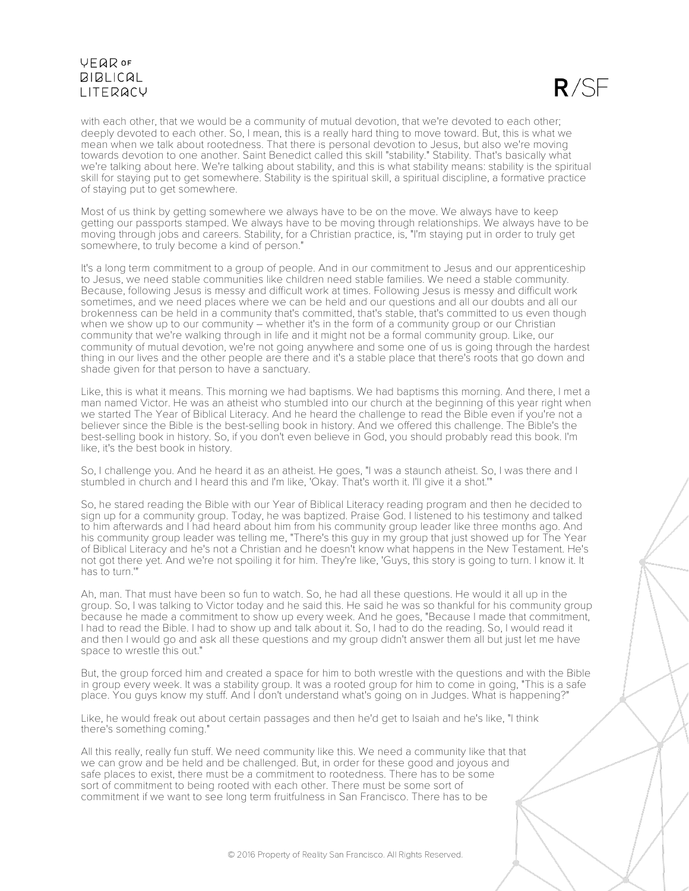with each other, that we would be a community of mutual devotion, that we're devoted to each other; deeply devoted to each other. So, I mean, this is a really hard thing to move toward. But, this is what we mean when we talk about rootedness. That there is personal devotion to Jesus, but also we're moving towards devotion to one another. Saint Benedict called this skill "stability." Stability. That's basically what we're talking about here. We're talking about stability, and this is what stability means: stability is the spiritual skill for staying put to get somewhere. Stability is the spiritual skill, a spiritual discipline, a formative practice of staying put to get somewhere.

Most of us think by getting somewhere we always have to be on the move. We always have to keep getting our passports stamped. We always have to be moving through relationships. We always have to be moving through jobs and careers. Stability, for a Christian practice, is, "I'm staying put in order to truly get somewhere, to truly become a kind of person."

It's a long term commitment to a group of people. And in our commitment to Jesus and our apprenticeship to Jesus, we need stable communities like children need stable families. We need a stable community. Because, following Jesus is messy and difficult work at times. Following Jesus is messy and difficult work sometimes, and we need places where we can be held and our questions and all our doubts and all our brokenness can be held in a community that's committed, that's stable, that's committed to us even though when we show up to our community – whether it's in the form of a community group or our Christian community that we're walking through in life and it might not be a formal community group. Like, our community of mutual devotion, we're not going anywhere and some one of us is going through the hardest thing in our lives and the other people are there and it's a stable place that there's roots that go down and shade given for that person to have a sanctuary.

Like, this is what it means. This morning we had baptisms. We had baptisms this morning. And there, I met a man named Victor. He was an atheist who stumbled into our church at the beginning of this year right when we started The Year of Biblical Literacy. And he heard the challenge to read the Bible even if you're not a believer since the Bible is the best-selling book in history. And we offered this challenge. The Bible's the best-selling book in history. So, if you don't even believe in God, you should probably read this book. I'm like, it's the best book in history.

So, I challenge you. And he heard it as an atheist. He goes, "I was a staunch atheist. So, I was there and I stumbled in church and I heard this and I'm like, 'Okay. That's worth it. I'll give it a shot.'"

So, he stared reading the Bible with our Year of Biblical Literacy reading program and then he decided to sign up for a community group. Today, he was baptized. Praise God. I listened to his testimony and talked to him afterwards and I had heard about him from his community group leader like three months ago. And his community group leader was telling me, "There's this guy in my group that just showed up for The Year of Biblical Literacy and he's not a Christian and he doesn't know what happens in the New Testament. He's not got there yet. And we're not spoiling it for him. They're like, 'Guys, this story is going to turn. I know it. It has to turn.'"

Ah, man. That must have been so fun to watch. So, he had all these questions. He would it all up in the group. So, I was talking to Victor today and he said this. He said he was so thankful for his community group because he made a commitment to show up every week. And he goes, "Because I made that commitment, I had to read the Bible. I had to show up and talk about it. So, I had to do the reading. So, I would read it and then I would go and ask all these questions and my group didn't answer them all but just let me have space to wrestle this out."

But, the group forced him and created a space for him to both wrestle with the questions and with the Bible in group every week. It was a stability group. It was a rooted group for him to come in going, "This is a safe place. You guys know my stuff. And I don't understand what's going on in Judges. What is happening?"

Like, he would freak out about certain passages and then he'd get to Isaiah and he's like, "I think there's something coming."

All this really, really fun stuff. We need community like this. We need a community like that that we can grow and be held and be challenged. But, in order for these good and joyous and safe places to exist, there must be a commitment to rootedness. There has to be some sort of commitment to being rooted with each other. There must be some sort of commitment if we want to see long term fruitfulness in San Francisco. There has to be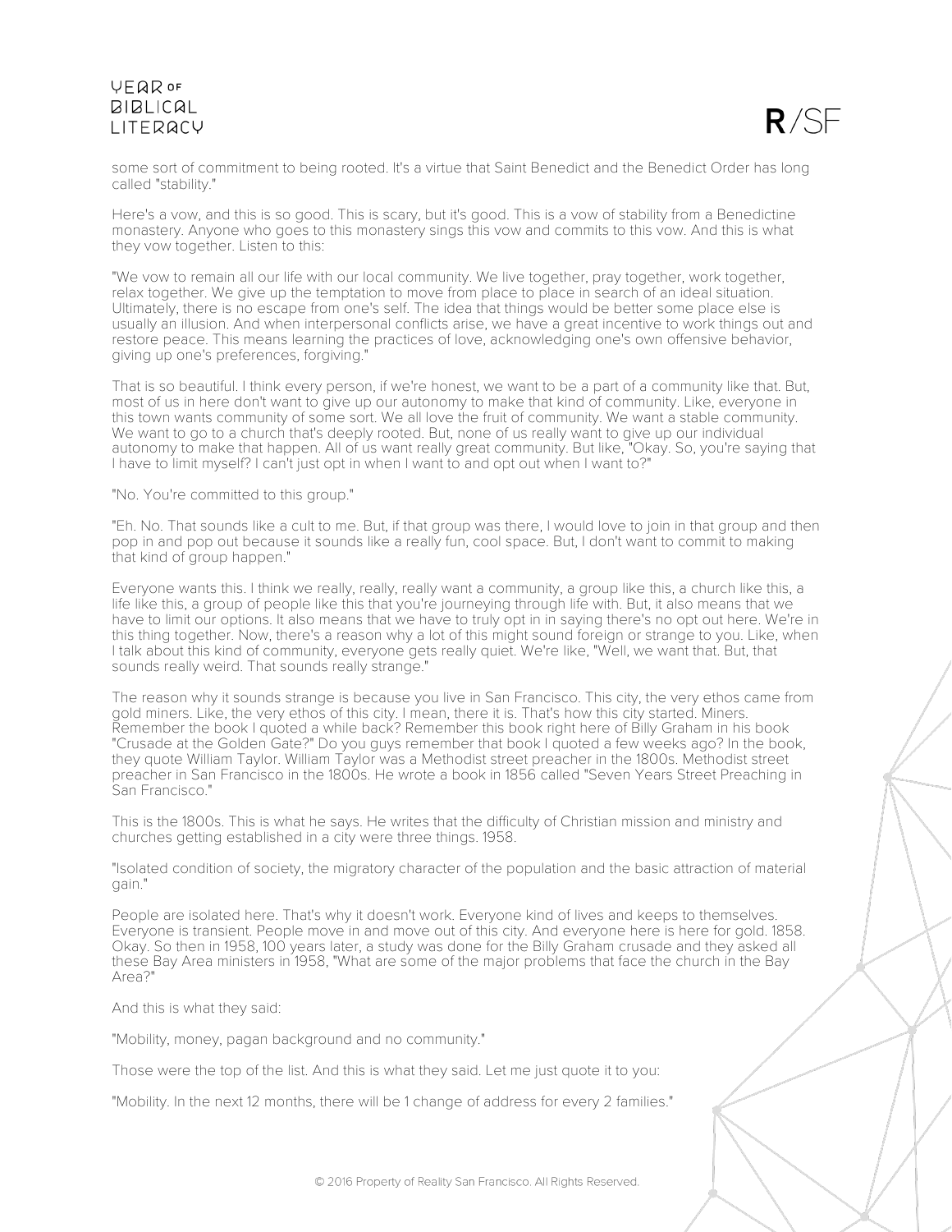some sort of commitment to being rooted. It's a virtue that Saint Benedict and the Benedict Order has long called "stability."

Here's a vow, and this is so good. This is scary, but it's good. This is a vow of stability from a Benedictine monastery. Anyone who goes to this monastery sings this vow and commits to this vow. And this is what they vow together. Listen to this:

"We vow to remain all our life with our local community. We live together, pray together, work together, relax together. We give up the temptation to move from place to place in search of an ideal situation. Ultimately, there is no escape from one's self. The idea that things would be better some place else is usually an illusion. And when interpersonal conflicts arise, we have a great incentive to work things out and restore peace. This means learning the practices of love, acknowledging one's own offensive behavior, giving up one's preferences, forgiving."

That is so beautiful. I think every person, if we're honest, we want to be a part of a community like that. But, most of us in here don't want to give up our autonomy to make that kind of community. Like, everyone in this town wants community of some sort. We all love the fruit of community. We want a stable community. We want to go to a church that's deeply rooted. But, none of us really want to give up our individual autonomy to make that happen. All of us want really great community. But like, "Okay. So, you're saying that I have to limit myself? I can't just opt in when I want to and opt out when I want to?"

"No. You're committed to this group."

"Eh. No. That sounds like a cult to me. But, if that group was there, I would love to join in that group and then pop in and pop out because it sounds like a really fun, cool space. But, I don't want to commit to making that kind of group happen."

Everyone wants this. I think we really, really, really want a community, a group like this, a church like this, a life like this, a group of people like this that you're journeying through life with. But, it also means that we have to limit our options. It also means that we have to truly opt in in saying there's no opt out here. We're in this thing together. Now, there's a reason why a lot of this might sound foreign or strange to you. Like, when I talk about this kind of community, everyone gets really quiet. We're like, "Well, we want that. But, that sounds really weird. That sounds really strange."

The reason why it sounds strange is because you live in San Francisco. This city, the very ethos came from gold miners. Like, the very ethos of this city. I mean, there it is. That's how this city started. Miners. Remember the book I quoted a while back? Remember this book right here of Billy Graham in his book "Crusade at the Golden Gate?" Do you guys remember that book I quoted a few weeks ago? In the book, they quote William Taylor. William Taylor was a Methodist street preacher in the 1800s. Methodist street preacher in San Francisco in the 1800s. He wrote a book in 1856 called "Seven Years Street Preaching in San Francisco."

This is the 1800s. This is what he says. He writes that the difficulty of Christian mission and ministry and churches getting established in a city were three things. 1958.

"Isolated condition of society, the migratory character of the population and the basic attraction of material gain."

People are isolated here. That's why it doesn't work. Everyone kind of lives and keeps to themselves. Everyone is transient. People move in and move out of this city. And everyone here is here for gold. 1858. Okay. So then in 1958, 100 years later, a study was done for the Billy Graham crusade and they asked all these Bay Area ministers in 1958, "What are some of the major problems that face the church in the Bay Area?"

And this is what they said:

"Mobility, money, pagan background and no community."

Those were the top of the list. And this is what they said. Let me just quote it to you:

"Mobility. In the next 12 months, there will be 1 change of address for every 2 families."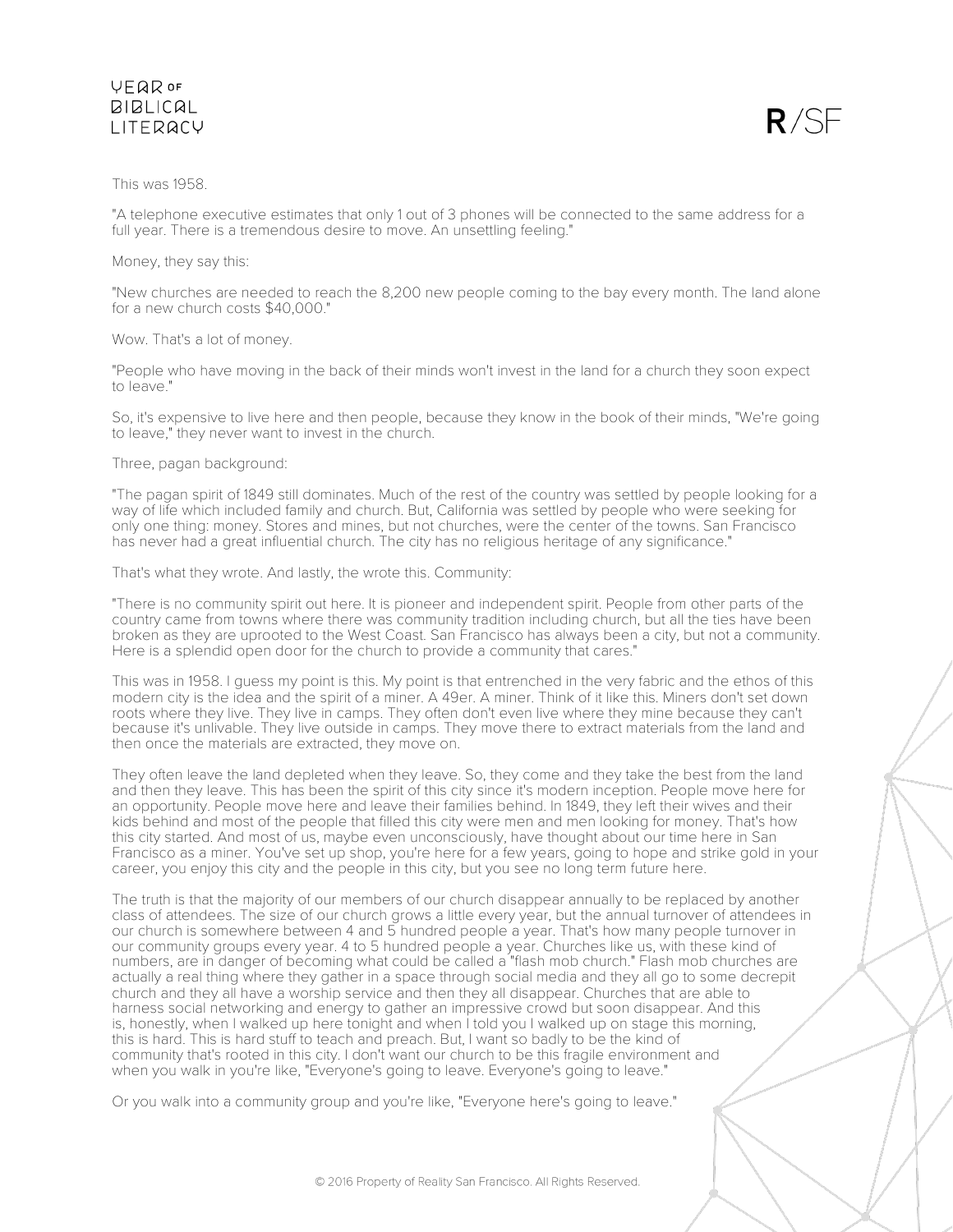This was 1958.

"A telephone executive estimates that only 1 out of 3 phones will be connected to the same address for a full year. There is a tremendous desire to move. An unsettling feeling."

Money, they say this:

"New churches are needed to reach the 8,200 new people coming to the bay every month. The land alone for a new church costs $40,000."

Wow. That's a lot of money.

"People who have moving in the back of their minds won't invest in the land for a church they soon expect to leave."

So, it's expensive to live here and then people, because they know in the book of their minds, "We're going to leave," they never want to invest in the church.

Three, pagan background:

"The pagan spirit of 1849 still dominates. Much of the rest of the country was settled by people looking for a way of life which included family and church. But, California was settled by people who were seeking for only one thing: money. Stores and mines, but not churches, were the center of the towns. San Francisco has never had a great influential church. The city has no religious heritage of any significance."

That's what they wrote. And lastly, the wrote this. Community:

"There is no community spirit out here. It is pioneer and independent spirit. People from other parts of the country came from towns where there was community tradition including church, but all the ties have been broken as they are uprooted to the West Coast. San Francisco has always been a city, but not a community. Here is a splendid open door for the church to provide a community that cares."

This was in 1958. I guess my point is this. My point is that entrenched in the very fabric and the ethos of this modern city is the idea and the spirit of a miner. A 49er. A miner. Think of it like this. Miners don't set down roots where they live. They live in camps. They often don't even live where they mine because they can't because it's unlivable. They live outside in camps. They move there to extract materials from the land and then once the materials are extracted, they move on.

They often leave the land depleted when they leave. So, they come and they take the best from the land and then they leave. This has been the spirit of this city since it's modern inception. People move here for an opportunity. People move here and leave their families behind. In 1849, they left their wives and their kids behind and most of the people that filled this city were men and men looking for money. That's how this city started. And most of us, maybe even unconsciously, have thought about our time here in San Francisco as a miner. You've set up shop, you're here for a few years, going to hope and strike gold in your career, you enjoy this city and the people in this city, but you see no long term future here.

The truth is that the majority of our members of our church disappear annually to be replaced by another class of attendees. The size of our church grows a little every year, but the annual turnover of attendees in our church is somewhere between 4 and 5 hundred people a year. That's how many people turnover in our community groups every year. 4 to 5 hundred people a year. Churches like us, with these kind of numbers, are in danger of becoming what could be called a "flash mob church." Flash mob churches are actually a real thing where they gather in a space through social media and they all go to some decrepit church and they all have a worship service and then they all disappear. Churches that are able to harness social networking and energy to gather an impressive crowd but soon disappear. And this is, honestly, when I walked up here tonight and when I told you I walked up on stage this morning, this is hard. This is hard stuff to teach and preach. But, I want so badly to be the kind of community that's rooted in this city. I don't want our church to be this fragile environment and when you walk in you're like, "Everyone's going to leave. Everyone's going to leave."

Or you walk into a community group and you're like, "Everyone here's going to leave."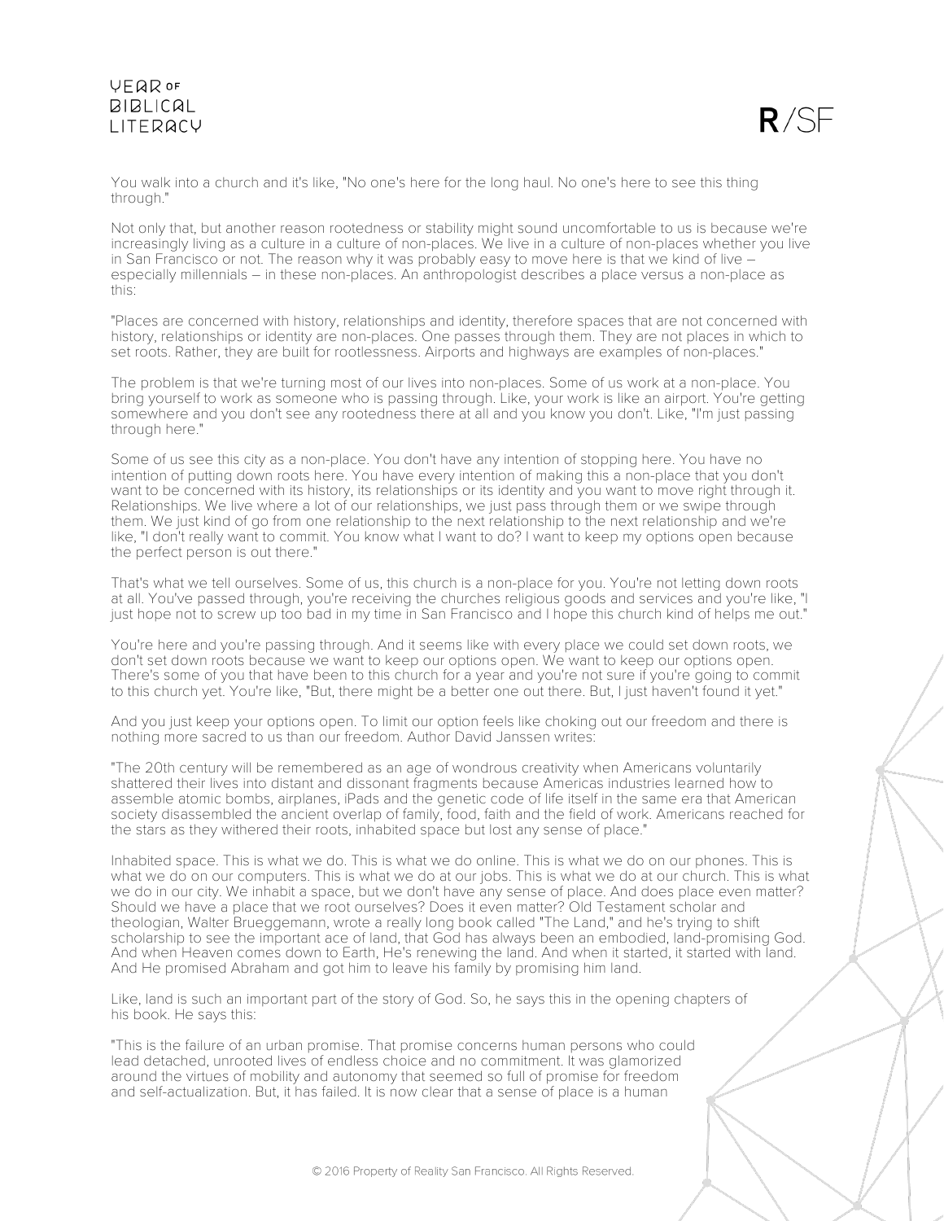You walk into a church and it's like, "No one's here for the long haul. No one's here to see this thing through."

Not only that, but another reason rootedness or stability might sound uncomfortable to us is because we're increasingly living as a culture in a culture of non-places. We live in a culture of non-places whether you live in San Francisco or not. The reason why it was probably easy to move here is that we kind of live – especially millennials – in these non-places. An anthropologist describes a place versus a non-place as this:

"Places are concerned with history, relationships and identity, therefore spaces that are not concerned with history, relationships or identity are non-places. One passes through them. They are not places in which to set roots. Rather, they are built for rootlessness. Airports and highways are examples of non-places."

The problem is that we're turning most of our lives into non-places. Some of us work at a non-place. You bring yourself to work as someone who is passing through. Like, your work is like an airport. You're getting somewhere and you don't see any rootedness there at all and you know you don't. Like, "I'm just passing through here."

Some of us see this city as a non-place. You don't have any intention of stopping here. You have no intention of putting down roots here. You have every intention of making this a non-place that you don't want to be concerned with its history, its relationships or its identity and you want to move right through it. Relationships. We live where a lot of our relationships, we just pass through them or we swipe through them. We just kind of go from one relationship to the next relationship to the next relationship and we're like, "I don't really want to commit. You know what I want to do? I want to keep my options open because the perfect person is out there."

That's what we tell ourselves. Some of us, this church is a non-place for you. You're not letting down roots at all. You've passed through, you're receiving the churches religious goods and services and you're like, "I just hope not to screw up too bad in my time in San Francisco and I hope this church kind of helps me out."

You're here and you're passing through. And it seems like with every place we could set down roots, we don't set down roots because we want to keep our options open. We want to keep our options open. There's some of you that have been to this church for a year and you're not sure if you're going to commit to this church yet. You're like, "But, there might be a better one out there. But, I just haven't found it yet."

And you just keep your options open. To limit our option feels like choking out our freedom and there is nothing more sacred to us than our freedom. Author David Janssen writes:

"The 20th century will be remembered as an age of wondrous creativity when Americans voluntarily shattered their lives into distant and dissonant fragments because Americas industries learned how to assemble atomic bombs, airplanes, iPads and the genetic code of life itself in the same era that American society disassembled the ancient overlap of family, food, faith and the field of work. Americans reached for the stars as they withered their roots, inhabited space but lost any sense of place."

Inhabited space. This is what we do. This is what we do online. This is what we do on our phones. This is what we do on our computers. This is what we do at our jobs. This is what we do at our church. This is what we do in our city. We inhabit a space, but we don't have any sense of place. And does place even matter? Should we have a place that we root ourselves? Does it even matter? Old Testament scholar and theologian, Walter Brueggemann, wrote a really long book called "The Land," and he's trying to shift scholarship to see the important ace of land, that God has always been an embodied, land-promising God. And when Heaven comes down to Earth, He's renewing the land. And when it started, it started with land. And He promised Abraham and got him to leave his family by promising him land.

Like, land is such an important part of the story of God. So, he says this in the opening chapters of his book. He says this:

"This is the failure of an urban promise. That promise concerns human persons who could lead detached, unrooted lives of endless choice and no commitment. It was glamorized around the virtues of mobility and autonomy that seemed so full of promise for freedom and self-actualization. But, it has failed. It is now clear that a sense of place is a human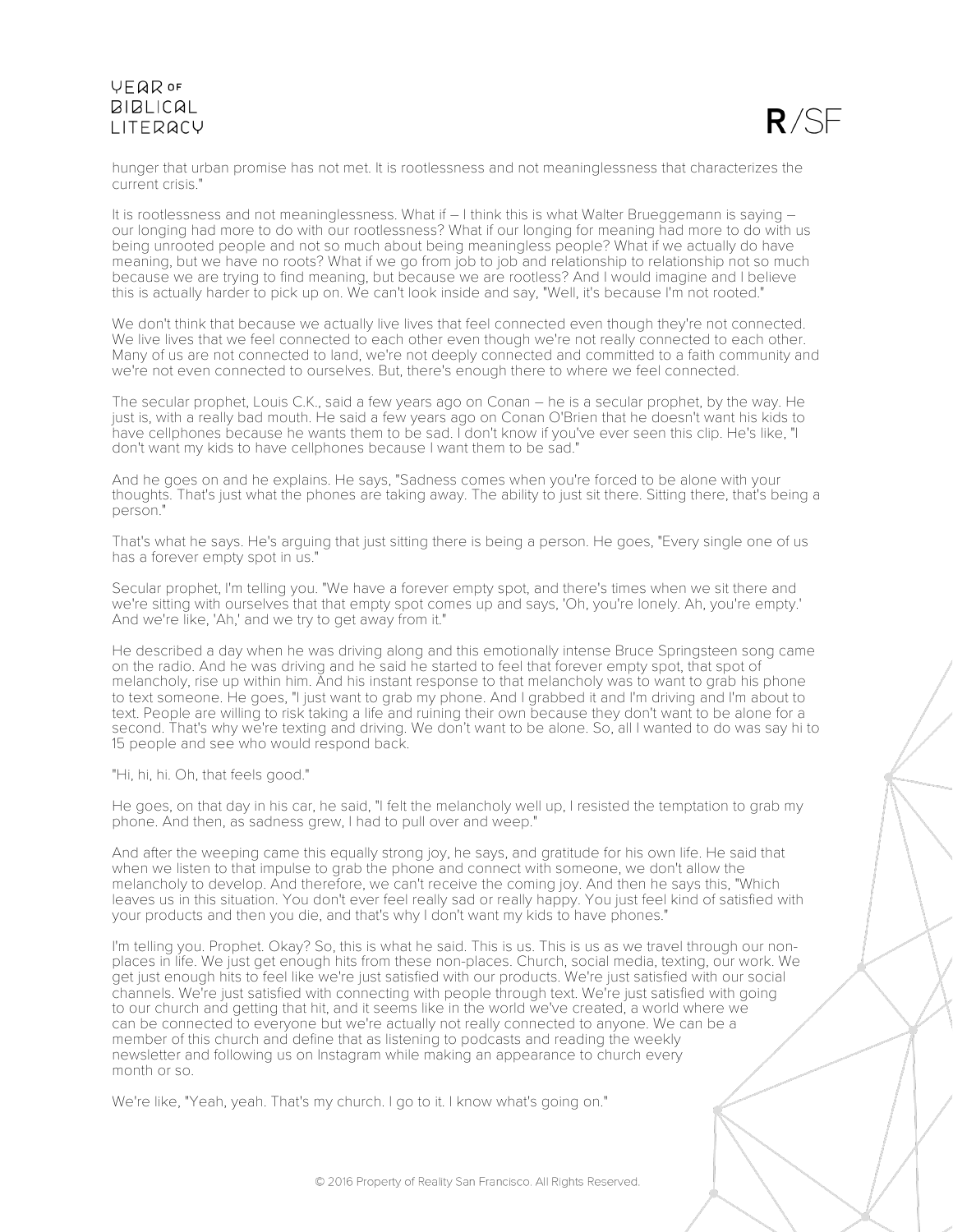hunger that urban promise has not met. It is rootlessness and not meaninglessness that characterizes the current crisis."

It is rootlessness and not meaninglessness. What if – I think this is what Walter Brueggemann is saying – our longing had more to do with our rootlessness? What if our longing for meaning had more to do with us being unrooted people and not so much about being meaningless people? What if we actually do have meaning, but we have no roots? What if we go from job to job and relationship to relationship not so much because we are trying to find meaning, but because we are rootless? And I would imagine and I believe this is actually harder to pick up on. We can't look inside and say, "Well, it's because I'm not rooted."

We don't think that because we actually live lives that feel connected even though they're not connected. We live lives that we feel connected to each other even though we're not really connected to each other. Many of us are not connected to land, we're not deeply connected and committed to a faith community and we're not even connected to ourselves. But, there's enough there to where we feel connected.

The secular prophet, Louis C.K., said a few years ago on Conan – he is a secular prophet, by the way. He just is, with a really bad mouth. He said a few years ago on Conan O'Brien that he doesn't want his kids to have cellphones because he wants them to be sad. I don't know if you've ever seen this clip. He's like, "I don't want my kids to have cellphones because I want them to be sad."

And he goes on and he explains. He says, "Sadness comes when you're forced to be alone with your thoughts. That's just what the phones are taking away. The ability to just sit there. Sitting there, that's being a person."

That's what he says. He's arguing that just sitting there is being a person. He goes, "Every single one of us has a forever empty spot in us."

Secular prophet, I'm telling you. "We have a forever empty spot, and there's times when we sit there and we're sitting with ourselves that that empty spot comes up and says, 'Oh, you're lonely. Ah, you're empty.' And we're like, 'Ah,' and we try to get away from it."

He described a day when he was driving along and this emotionally intense Bruce Springsteen song came on the radio. And he was driving and he said he started to feel that forever empty spot, that spot of melancholy, rise up within him. And his instant response to that melancholy was to want to grab his phone to text someone. He goes, "I just want to grab my phone. And I grabbed it and I'm driving and I'm about to text. People are willing to risk taking a life and ruining their own because they don't want to be alone for a second. That's why we're texting and driving. We don't want to be alone. So, all I wanted to do was say hi to 15 people and see who would respond back.

"Hi, hi, hi. Oh, that feels good."

He goes, on that day in his car, he said, "I felt the melancholy well up, I resisted the temptation to grab my phone. And then, as sadness grew, I had to pull over and weep."

And after the weeping came this equally strong joy, he says, and gratitude for his own life. He said that when we listen to that impulse to grab the phone and connect with someone, we don't allow the melancholy to develop. And therefore, we can't receive the coming joy. And then he says this, "Which leaves us in this situation. You don't ever feel really sad or really happy. You just feel kind of satisfied with your products and then you die, and that's why I don't want my kids to have phones."

I'm telling you. Prophet. Okay? So, this is what he said. This is us. This is us as we travel through our non-places in life. We just get enough hits from these non-places. Church, social media, texting, our work. We get just enough hits to feel like we're just satisfied with our products. We're just satisfied with our social channels. We're just satisfied with connecting with people through text. We're just satisfied with going to our church and getting that hit, and it seems like in the world we've created, a world where we can be connected to everyone but we're actually not really connected to anyone. We can be a member of this church and define that as listening to podcasts and reading the weekly newsletter and following us on Instagram while making an appearance to church every month or so.

We're like, "Yeah, yeah. That's my church. I go to it. I know what's going on."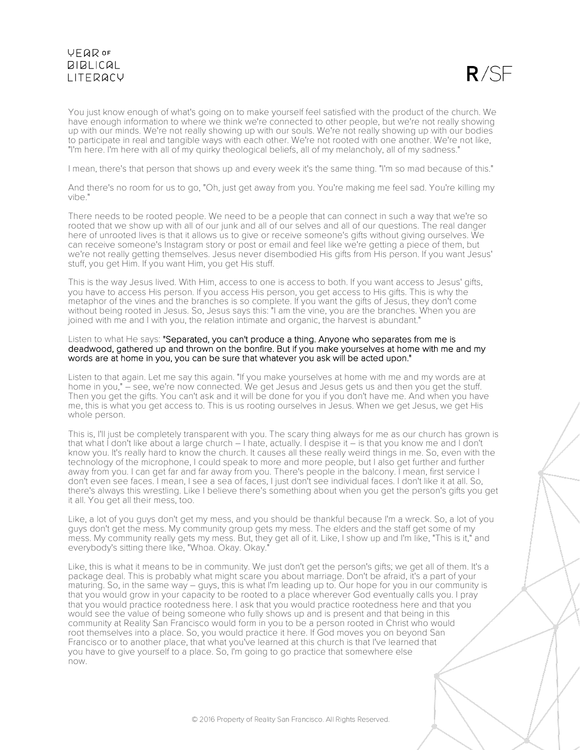You just know enough of what's going on to make yourself feel satisfied with the product of the church. We have enough information to where we think we're connected to other people, but we're not really showing up with our minds. We're not really showing up with our souls. We're not really showing up with our bodies to participate in real and tangible ways with each other. We're not rooted with one another. We're not like, "I'm here. I'm here with all of my quirky theological beliefs, all of my melancholy, all of my sadness."

I mean, there's that person that shows up and every week it's the same thing. "I'm so mad because of this."

And there's no room for us to go, "Oh, just get away from you. You're making me feel sad. You're killing my vibe."

There needs to be rooted people. We need to be a people that can connect in such a way that we're so rooted that we show up with all of our junk and all of our selves and all of our questions. The real danger here of unrooted lives is that it allows us to give or receive someone's gifts without giving ourselves. We can receive someone's Instagram story or post or email and feel like we're getting a piece of them, but we're not really getting themselves. Jesus never disembodied His gifts from His person. If you want Jesus' stuff, you get Him. If you want Him, you get His stuff.

This is the way Jesus lived. With Him, access to one is access to both. If you want access to Jesus' gifts, you have to access His person. If you access His person, you get access to His gifts. This is why the metaphor of the vines and the branches is so complete. If you want the gifts of Jesus, they don't come without being rooted in Jesus. So, Jesus says this: "I am the vine, you are the branches. When you are joined with me and I with you, the relation intimate and organic, the harvest is abundant."

Listen to what He says: **"Separated, you can't produce a thing. Anyone who separates from me is deadwood, gathered up and thrown on the bonfire. But if you make yourselves at home with me and my words are at home in you, you can be sure that whatever you ask will be acted upon."**

Listen to that again. Let me say this again. "If you make yourselves at home with me and my words are at home in you," – see, we're now connected. We get Jesus and Jesus gets us and then you get the stuff. Then you get the gifts. You can't ask and it will be done for you if you don't have me. And when you have me, this is what you get access to. This is us rooting ourselves in Jesus. When we get Jesus, we get His whole person.

This is, I'll just be completely transparent with you. The scary thing always for me as our church has grown is that what I don't like about a large church – I hate, actually. I despise it – is that you know me and I don't know you. It's really hard to know the church. It causes all these really weird things in me. So, even with the technology of the microphone, I could speak to more and more people, but I also get further and further away from you. I can get far and far away from you. There's people in the balcony. I mean, first service I don't even see faces. I mean, I see a sea of faces, I just don't see individual faces. I don't like it at all. So, there's always this wrestling. Like I believe there's something about when you get the person's gifts you get it all. You get all their mess, too.

Like, a lot of you guys don't get my mess, and you should be thankful because I'm a wreck. So, a lot of you guys don't get the mess. My community group gets my mess. The elders and the staff get some of my mess. My community really gets my mess. But, they get all of it. Like, I show up and I'm like, "This is it," and everybody's sitting there like, "Whoa. Okay. Okay."

Like, this is what it means to be in community. We just don't get the person's gifts; we get all of them. It's a package deal. This is probably what might scare you about marriage. Don't be afraid, it's a part of your maturing. So, in the same way – guys, this is what I'm leading up to. Our hope for you in our community is that you would grow in your capacity to be rooted to a place wherever God eventually calls you. I pray that you would practice rootedness here. I ask that you would practice rootedness here and that you would see the value of being someone who fully shows up and is present and that being in this community at Reality San Francisco would form in you to be a person rooted in Christ who would root themselves into a place. So, you would practice it here. If God moves you on beyond San Francisco or to another place, that what you've learned at this church is that I've learned that you have to give yourself to a place. So, I'm going to go practice that somewhere else now.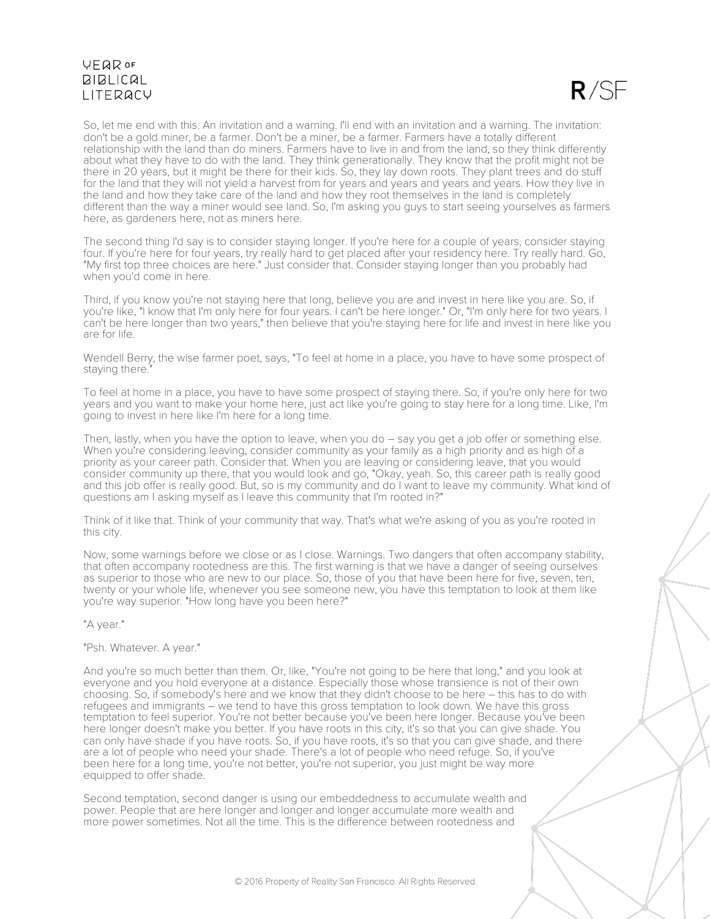So, let me end with this. An invitation and a warning. I'll end with an invitation and a warning. The invitation: don't be a gold miner, be a farmer. Don't be a miner, be a farmer. Farmers have a totally different relationship with the land than do miners. Farmers have to live in and from the land, so they think differently about what they have to do with the land. They think generationally. They know that the profit might not be there in 20 years, but it might be there for their kids. So, they lay down roots. They plant trees and do stuff for the land that they will not yield a harvest from for years and years and years and years. How they live in the land and how they take care of the land and how they root themselves in the land is completely different than the way a miner would see land. So, I'm asking you guys to start seeing yourselves as farmers here, as gardeners here, not as miners here.

The second thing I'd say is to consider staying longer. If you're here for a couple of years, consider staying four. If you're here for four years, try really hard to get placed after your residency here. Try really hard. Go, "My first top three choices are here." Just consider that. Consider staying longer than you probably had when you'd come in here.

Third, if you know you're not staying here that long, believe you are and invest in here like you are. So, if you're like, "I know that I'm only here for four years. I can't be here longer." Or, "I'm only here for two years. I can't be here longer than two years," then believe that you're staying here for life and invest in here like you are for life.

Wendell Berry, the wise farmer poet, says, "To feel at home in a place, you have to have some prospect of staying there."

To feel at home in a place, you have to have some prospect of staying there. So, if you're only here for two years and you want to make your home here, just act like you're going to stay here for a long time. Like, I'm going to invest in here like I'm here for a long time.

Then, lastly, when you have the option to leave, when you do – say you get a job offer or something else. When you're considering leaving, consider community as your family as a high priority and as high of a priority as your career path. Consider that. When you are leaving or considering leave, that you would consider community up there, that you would look and go, "Okay, yeah. So, this career path is really good and this job offer is really good. But, so is my community and do I want to leave my community. What kind of questions am I asking myself as I leave this community that I'm rooted in?"

Think of it like that. Think of your community that way. That's what we're asking of you as you're rooted in this city.

Now, some warnings before we close or as I close. Warnings. Two dangers that often accompany stability, that often accompany rootedness are this. The first warning is that we have a danger of seeing ourselves as superior to those who are new to our place. So, those of you that have been here for five, seven, ten, twenty or your whole life, whenever you see someone new, you have this temptation to look at them like you're way superior. "How long have you been here?"

"A year."

"Psh. Whatever. A year."

And you're so much better than them. Or, like, "You're not going to be here that long," and you look at everyone and you hold everyone at a distance. Especially those whose transience is not of their own choosing. So, if somebody's here and we know that they didn't choose to be here – this has to do with refugees and immigrants – we tend to have this gross temptation to look down. We have this gross temptation to feel superior. You're not better because you've been here longer. Because you've been here longer doesn't make you better. If you have roots in this city, it's so that you can give shade. You can only have shade if you have roots. So, if you have roots, it's so that you can give shade, and there are a lot of people who need your shade. There's a lot of people who need refuge. So, if you've been here for a long time, you're not better, you're not superior, you just might be way more equipped to offer shade.

Second temptation, second danger is using our embeddedness to accumulate wealth and power. People that are here longer and longer and longer accumulate more wealth and more power sometimes. Not all the time. This is the difference between rootedness and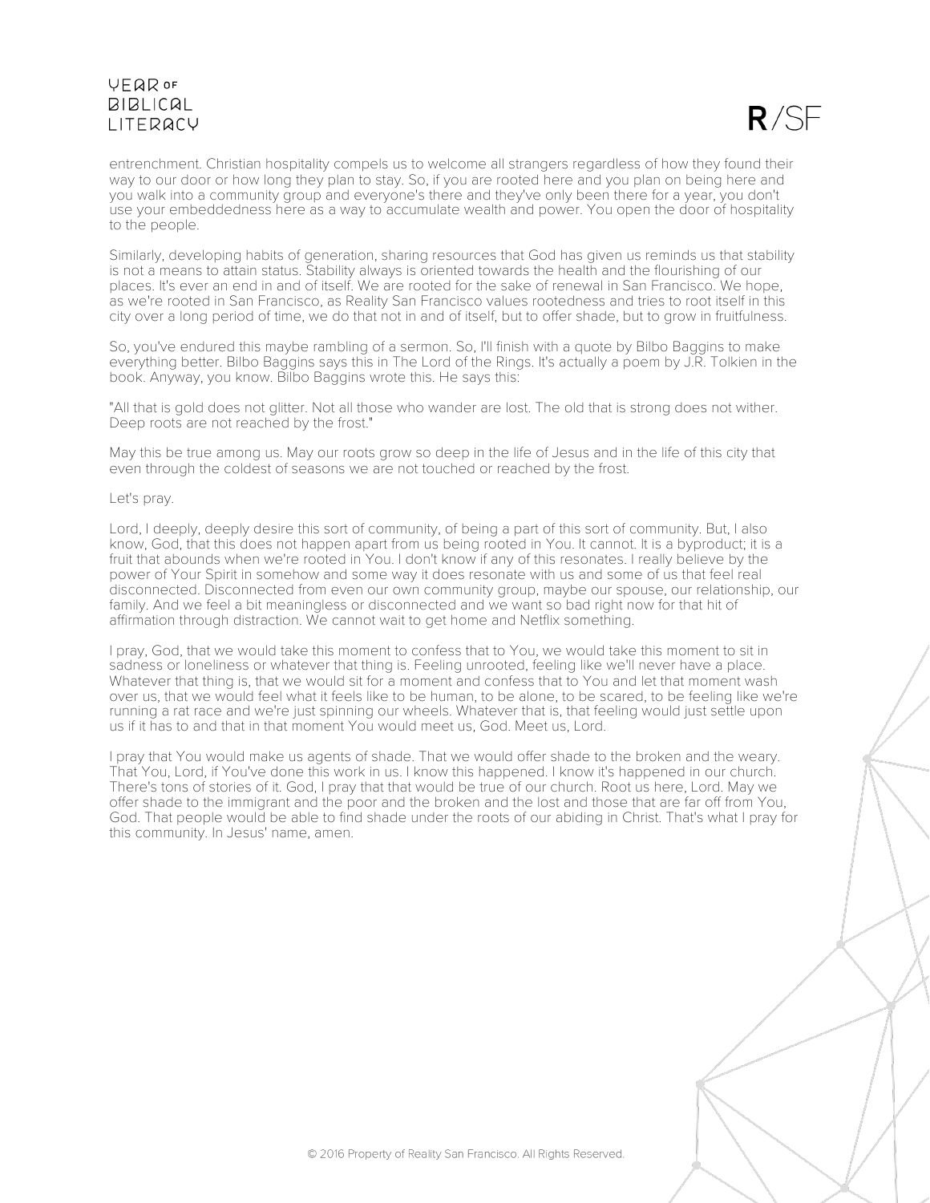entrenchment. Christian hospitality compels us to welcome all strangers regardless of how they found their way to our door or how long they plan to stay. So, if you are rooted here and you plan on being here and you walk into a community group and everyone's there and they've only been there for a year, you don't use your embeddedness here as a way to accumulate wealth and power. You open the door of hospitality to the people.

Similarly, developing habits of generation, sharing resources that God has given us reminds us that stability is not a means to attain status. Stability always is oriented towards the health and the flourishing of our places. It's ever an end in and of itself. We are rooted for the sake of renewal in San Francisco. We hope, as we're rooted in San Francisco, as Reality San Francisco values rootedness and tries to root itself in this city over a long period of time, we do that not in and of itself, but to offer shade, but to grow in fruitfulness.

So, you've endured this maybe rambling of a sermon. So, I'll finish with a quote by Bilbo Baggins to make everything better. Bilbo Baggins says this in The Lord of the Rings. It's actually a poem by J.R. Tolkien in the book. Anyway, you know. Bilbo Baggins wrote this. He says this:

"All that is gold does not glitter. Not all those who wander are lost. The old that is strong does not wither. Deep roots are not reached by the frost."

May this be true among us. May our roots grow so deep in the life of Jesus and in the life of this city that even through the coldest of seasons we are not touched or reached by the frost.

Let's pray.

Lord, I deeply, deeply desire this sort of community, of being a part of this sort of community. But, I also know, God, that this does not happen apart from us being rooted in You. It cannot. It is a byproduct; it is a fruit that abounds when we're rooted in You. I don't know if any of this resonates. I really believe by the power of Your Spirit in somehow and some way it does resonate with us and some of us that feel real disconnected. Disconnected from even our own community group, maybe our spouse, our relationship, our family. And we feel a bit meaningless or disconnected and we want so bad right now for that hit of affirmation through distraction. We cannot wait to get home and Netflix something.

I pray, God, that we would take this moment to confess that to You, we would take this moment to sit in sadness or loneliness or whatever that thing is. Feeling unrooted, feeling like we'll never have a place. Whatever that thing is, that we would sit for a moment and confess that to You and let that moment wash over us, that we would feel what it feels like to be human, to be alone, to be scared, to be feeling like we're running a rat race and we're just spinning our wheels. Whatever that is, that feeling would just settle upon us if it has to and that in that moment You would meet us, God. Meet us, Lord.

I pray that You would make us agents of shade. That we would offer shade to the broken and the weary. That You, Lord, if You've done this work in us. I know this happened. I know it's happened in our church. There's tons of stories of it. God, I pray that that would be true of our church. Root us here, Lord. May we offer shade to the immigrant and the poor and the broken and the lost and those that are far off from You, God. That people would be able to find shade under the roots of our abiding in Christ. That's what I pray for this community. In Jesus' name, amen.